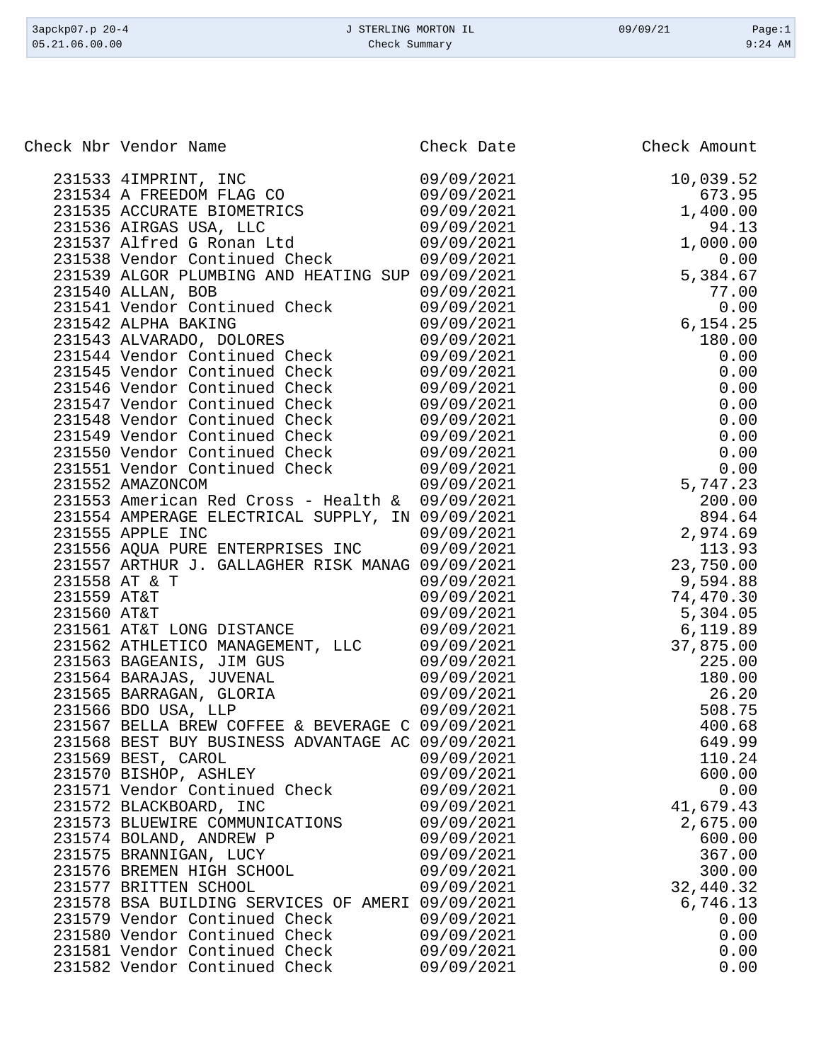| Check Nbr | Vendor Name | Check Date | Check Amount |
|---|---|---|---|
| 231533 | 4IMPRINT, INC | 09/09/2021 | 10,039.52 |
| 231534 | A FREEDOM FLAG CO | 09/09/2021 | 673.95 |
| 231535 | ACCURATE BIOMETRICS | 09/09/2021 | 1,400.00 |
| 231536 | AIRGAS USA, LLC | 09/09/2021 | 94.13 |
| 231537 | Alfred G Ronan Ltd | 09/09/2021 | 1,000.00 |
| 231538 | Vendor Continued Check | 09/09/2021 | 0.00 |
| 231539 | ALGOR PLUMBING AND HEATING SUP | 09/09/2021 | 5,384.67 |
| 231540 | ALLAN, BOB | 09/09/2021 | 77.00 |
| 231541 | Vendor Continued Check | 09/09/2021 | 0.00 |
| 231542 | ALPHA BAKING | 09/09/2021 | 6,154.25 |
| 231543 | ALVARADO, DOLORES | 09/09/2021 | 180.00 |
| 231544 | Vendor Continued Check | 09/09/2021 | 0.00 |
| 231545 | Vendor Continued Check | 09/09/2021 | 0.00 |
| 231546 | Vendor Continued Check | 09/09/2021 | 0.00 |
| 231547 | Vendor Continued Check | 09/09/2021 | 0.00 |
| 231548 | Vendor Continued Check | 09/09/2021 | 0.00 |
| 231549 | Vendor Continued Check | 09/09/2021 | 0.00 |
| 231550 | Vendor Continued Check | 09/09/2021 | 0.00 |
| 231551 | Vendor Continued Check | 09/09/2021 | 0.00 |
| 231552 | AMAZONCOM | 09/09/2021 | 5,747.23 |
| 231553 | American Red Cross - Health & | 09/09/2021 | 200.00 |
| 231554 | AMPERAGE ELECTRICAL SUPPLY, IN | 09/09/2021 | 894.64 |
| 231555 | APPLE INC | 09/09/2021 | 2,974.69 |
| 231556 | AQUA PURE ENTERPRISES INC | 09/09/2021 | 113.93 |
| 231557 | ARTHUR J. GALLAGHER RISK MANAG | 09/09/2021 | 23,750.00 |
| 231558 | AT & T | 09/09/2021 | 9,594.88 |
| 231559 | AT&T | 09/09/2021 | 74,470.30 |
| 231560 | AT&T | 09/09/2021 | 5,304.05 |
| 231561 | AT&T LONG DISTANCE | 09/09/2021 | 6,119.89 |
| 231562 | ATHLETICO MANAGEMENT, LLC | 09/09/2021 | 37,875.00 |
| 231563 | BAGEANIS, JIM GUS | 09/09/2021 | 225.00 |
| 231564 | BARAJAS, JUVENAL | 09/09/2021 | 180.00 |
| 231565 | BARRAGAN, GLORIA | 09/09/2021 | 26.20 |
| 231566 | BDO USA, LLP | 09/09/2021 | 508.75 |
| 231567 | BELLA BREW COFFEE & BEVERAGE C | 09/09/2021 | 400.68 |
| 231568 | BEST BUY BUSINESS ADVANTAGE AC | 09/09/2021 | 649.99 |
| 231569 | BEST, CAROL | 09/09/2021 | 110.24 |
| 231570 | BISHOP, ASHLEY | 09/09/2021 | 600.00 |
| 231571 | Vendor Continued Check | 09/09/2021 | 0.00 |
| 231572 | BLACKBOARD, INC | 09/09/2021 | 41,679.43 |
| 231573 | BLUEWIRE COMMUNICATIONS | 09/09/2021 | 2,675.00 |
| 231574 | BOLAND, ANDREW P | 09/09/2021 | 600.00 |
| 231575 | BRANNIGAN, LUCY | 09/09/2021 | 367.00 |
| 231576 | BREMEN HIGH SCHOOL | 09/09/2021 | 300.00 |
| 231577 | BRITTEN SCHOOL | 09/09/2021 | 32,440.32 |
| 231578 | BSA BUILDING SERVICES OF AMERI | 09/09/2021 | 6,746.13 |
| 231579 | Vendor Continued Check | 09/09/2021 | 0.00 |
| 231580 | Vendor Continued Check | 09/09/2021 | 0.00 |
| 231581 | Vendor Continued Check | 09/09/2021 | 0.00 |
| 231582 | Vendor Continued Check | 09/09/2021 | 0.00 |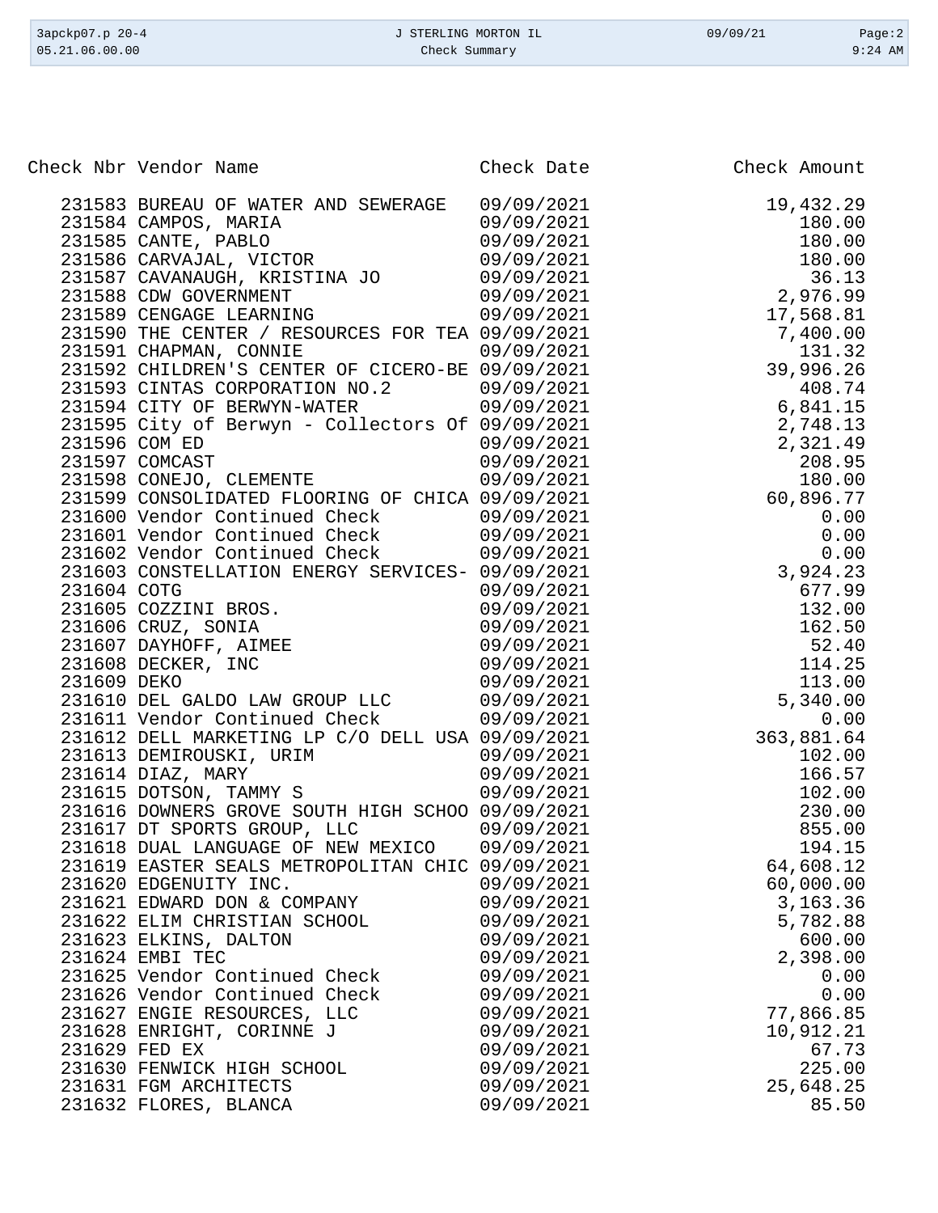| Check Nbr | Vendor Name | Check Date | Check Amount |
|---|---|---|---|
| 231583 | BUREAU OF WATER AND SEWERAGE | 09/09/2021 | 19,432.29 |
| 231584 | CAMPOS, MARIA | 09/09/2021 | 180.00 |
| 231585 | CANTE, PABLO | 09/09/2021 | 180.00 |
| 231586 | CARVAJAL, VICTOR | 09/09/2021 | 180.00 |
| 231587 | CAVANAUGH, KRISTINA JO | 09/09/2021 | 36.13 |
| 231588 | CDW GOVERNMENT | 09/09/2021 | 2,976.99 |
| 231589 | CENGAGE LEARNING | 09/09/2021 | 17,568.81 |
| 231590 | THE CENTER / RESOURCES FOR TEA | 09/09/2021 | 7,400.00 |
| 231591 | CHAPMAN, CONNIE | 09/09/2021 | 131.32 |
| 231592 | CHILDREN'S CENTER OF CICERO-BE | 09/09/2021 | 39,996.26 |
| 231593 | CINTAS CORPORATION NO.2 | 09/09/2021 | 408.74 |
| 231594 | CITY OF BERWYN-WATER | 09/09/2021 | 6,841.15 |
| 231595 | City of Berwyn - Collectors Of | 09/09/2021 | 2,748.13 |
| 231596 | COM ED | 09/09/2021 | 2,321.49 |
| 231597 | COMCAST | 09/09/2021 | 208.95 |
| 231598 | CONEJO, CLEMENTE | 09/09/2021 | 180.00 |
| 231599 | CONSOLIDATED FLOORING OF CHICA | 09/09/2021 | 60,896.77 |
| 231600 | Vendor Continued Check | 09/09/2021 | 0.00 |
| 231601 | Vendor Continued Check | 09/09/2021 | 0.00 |
| 231602 | Vendor Continued Check | 09/09/2021 | 0.00 |
| 231603 | CONSTELLATION ENERGY SERVICES- | 09/09/2021 | 3,924.23 |
| 231604 | COTG | 09/09/2021 | 677.99 |
| 231605 | COZZINI BROS. | 09/09/2021 | 132.00 |
| 231606 | CRUZ, SONIA | 09/09/2021 | 162.50 |
| 231607 | DAYHOFF, AIMEE | 09/09/2021 | 52.40 |
| 231608 | DECKER, INC | 09/09/2021 | 114.25 |
| 231609 | DEKO | 09/09/2021 | 113.00 |
| 231610 | DEL GALDO LAW GROUP LLC | 09/09/2021 | 5,340.00 |
| 231611 | Vendor Continued Check | 09/09/2021 | 0.00 |
| 231612 | DELL MARKETING LP C/O DELL USA | 09/09/2021 | 363,881.64 |
| 231613 | DEMIROUSKI, URIM | 09/09/2021 | 102.00 |
| 231614 | DIAZ, MARY | 09/09/2021 | 166.57 |
| 231615 | DOTSON, TAMMY S | 09/09/2021 | 102.00 |
| 231616 | DOWNERS GROVE SOUTH HIGH SCHOO | 09/09/2021 | 230.00 |
| 231617 | DT SPORTS GROUP, LLC | 09/09/2021 | 855.00 |
| 231618 | DUAL LANGUAGE OF NEW MEXICO | 09/09/2021 | 194.15 |
| 231619 | EASTER SEALS METROPOLITAN CHIC | 09/09/2021 | 64,608.12 |
| 231620 | EDGENUITY INC. | 09/09/2021 | 60,000.00 |
| 231621 | EDWARD DON & COMPANY | 09/09/2021 | 3,163.36 |
| 231622 | ELIM CHRISTIAN SCHOOL | 09/09/2021 | 5,782.88 |
| 231623 | ELKINS, DALTON | 09/09/2021 | 600.00 |
| 231624 | EMBI TEC | 09/09/2021 | 2,398.00 |
| 231625 | Vendor Continued Check | 09/09/2021 | 0.00 |
| 231626 | Vendor Continued Check | 09/09/2021 | 0.00 |
| 231627 | ENGIE RESOURCES, LLC | 09/09/2021 | 77,866.85 |
| 231628 | ENRIGHT, CORINNE J | 09/09/2021 | 10,912.21 |
| 231629 | FED EX | 09/09/2021 | 67.73 |
| 231630 | FENWICK HIGH SCHOOL | 09/09/2021 | 225.00 |
| 231631 | FGM ARCHITECTS | 09/09/2021 | 25,648.25 |
| 231632 | FLORES, BLANCA | 09/09/2021 | 85.50 |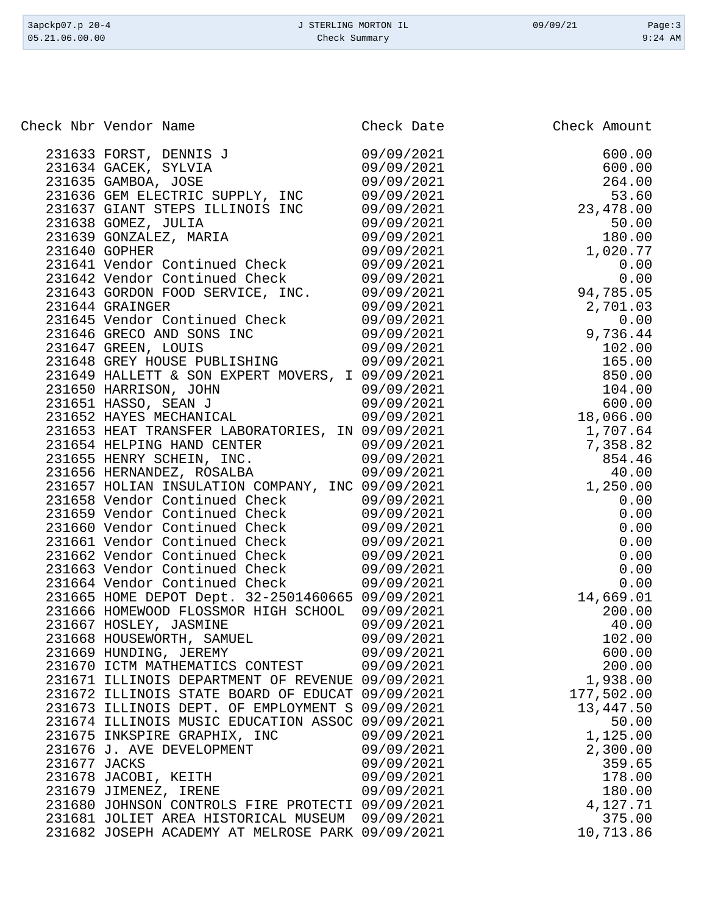| Check Nbr | Vendor Name | Check Date | Check Amount |
|---|---|---|---|
| 231633 | FORST, DENNIS J | 09/09/2021 | 600.00 |
| 231634 | GACEK, SYLVIA | 09/09/2021 | 600.00 |
| 231635 | GAMBOA, JOSE | 09/09/2021 | 264.00 |
| 231636 | GEM ELECTRIC SUPPLY, INC | 09/09/2021 | 53.60 |
| 231637 | GIANT STEPS ILLINOIS INC | 09/09/2021 | 23,478.00 |
| 231638 | GOMEZ, JULIA | 09/09/2021 | 50.00 |
| 231639 | GONZALEZ, MARIA | 09/09/2021 | 180.00 |
| 231640 | GOPHER | 09/09/2021 | 1,020.77 |
| 231641 | Vendor Continued Check | 09/09/2021 | 0.00 |
| 231642 | Vendor Continued Check | 09/09/2021 | 0.00 |
| 231643 | GORDON FOOD SERVICE, INC. | 09/09/2021 | 94,785.05 |
| 231644 | GRAINGER | 09/09/2021 | 2,701.03 |
| 231645 | Vendor Continued Check | 09/09/2021 | 0.00 |
| 231646 | GRECO AND SONS INC | 09/09/2021 | 9,736.44 |
| 231647 | GREEN, LOUIS | 09/09/2021 | 102.00 |
| 231648 | GREY HOUSE PUBLISHING | 09/09/2021 | 165.00 |
| 231649 | HALLETT & SON EXPERT MOVERS, I | 09/09/2021 | 850.00 |
| 231650 | HARRISON, JOHN | 09/09/2021 | 104.00 |
| 231651 | HASSO, SEAN J | 09/09/2021 | 600.00 |
| 231652 | HAYES MECHANICAL | 09/09/2021 | 18,066.00 |
| 231653 | HEAT TRANSFER LABORATORIES, IN | 09/09/2021 | 1,707.64 |
| 231654 | HELPING HAND CENTER | 09/09/2021 | 7,358.82 |
| 231655 | HENRY SCHEIN, INC. | 09/09/2021 | 854.46 |
| 231656 | HERNANDEZ, ROSALBA | 09/09/2021 | 40.00 |
| 231657 | HOLIAN INSULATION COMPANY, INC | 09/09/2021 | 1,250.00 |
| 231658 | Vendor Continued Check | 09/09/2021 | 0.00 |
| 231659 | Vendor Continued Check | 09/09/2021 | 0.00 |
| 231660 | Vendor Continued Check | 09/09/2021 | 0.00 |
| 231661 | Vendor Continued Check | 09/09/2021 | 0.00 |
| 231662 | Vendor Continued Check | 09/09/2021 | 0.00 |
| 231663 | Vendor Continued Check | 09/09/2021 | 0.00 |
| 231664 | Vendor Continued Check | 09/09/2021 | 0.00 |
| 231665 | HOME DEPOT Dept. 32-2501460665 | 09/09/2021 | 14,669.01 |
| 231666 | HOMEWOOD FLOSSMOR HIGH SCHOOL | 09/09/2021 | 200.00 |
| 231667 | HOSLEY, JASMINE | 09/09/2021 | 40.00 |
| 231668 | HOUSEWORTH, SAMUEL | 09/09/2021 | 102.00 |
| 231669 | HUNDING, JEREMY | 09/09/2021 | 600.00 |
| 231670 | ICTM MATHEMATICS CONTEST | 09/09/2021 | 200.00 |
| 231671 | ILLINOIS DEPARTMENT OF REVENUE | 09/09/2021 | 1,938.00 |
| 231672 | ILLINOIS STATE BOARD OF EDUCAT | 09/09/2021 | 177,502.00 |
| 231673 | ILLINOIS DEPT. OF EMPLOYMENT S | 09/09/2021 | 13,447.50 |
| 231674 | ILLINOIS MUSIC EDUCATION ASSOC | 09/09/2021 | 50.00 |
| 231675 | INKSPIRE GRAPHIX, INC | 09/09/2021 | 1,125.00 |
| 231676 | J. AVE DEVELOPMENT | 09/09/2021 | 2,300.00 |
| 231677 | JACKS | 09/09/2021 | 359.65 |
| 231678 | JACOBI, KEITH | 09/09/2021 | 178.00 |
| 231679 | JIMENEZ, IRENE | 09/09/2021 | 180.00 |
| 231680 | JOHNSON CONTROLS FIRE PROTECTI | 09/09/2021 | 4,127.71 |
| 231681 | JOLIET AREA HISTORICAL MUSEUM | 09/09/2021 | 375.00 |
| 231682 | JOSEPH ACADEMY AT MELROSE PARK | 09/09/2021 | 10,713.86 |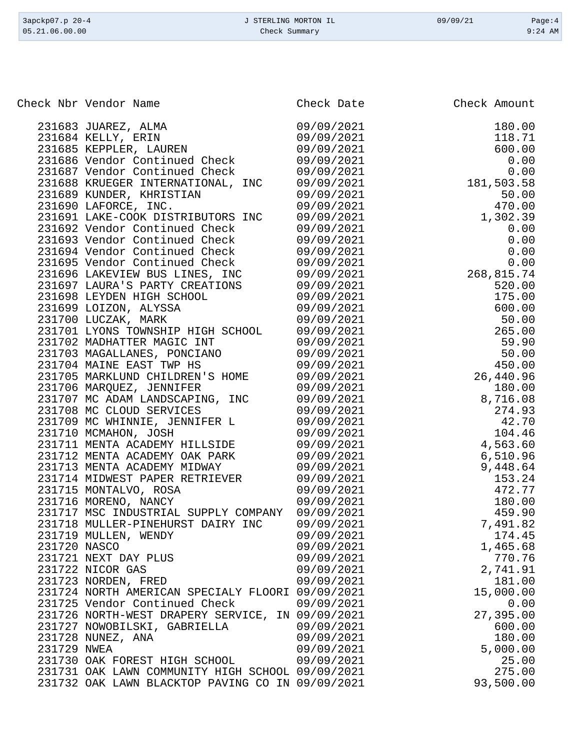| Check Nbr | Vendor Name | Check Date | Check Amount |
|---|---|---|---|
| 231683 | JUAREZ, ALMA | 09/09/2021 | 180.00 |
| 231684 | KELLY, ERIN | 09/09/2021 | 118.71 |
| 231685 | KEPPLER, LAUREN | 09/09/2021 | 600.00 |
| 231686 | Vendor Continued Check | 09/09/2021 | 0.00 |
| 231687 | Vendor Continued Check | 09/09/2021 | 0.00 |
| 231688 | KRUEGER INTERNATIONAL, INC | 09/09/2021 | 181,503.58 |
| 231689 | KUNDER, KHRISTIAN | 09/09/2021 | 50.00 |
| 231690 | LAFORCE, INC. | 09/09/2021 | 470.00 |
| 231691 | LAKE-COOK DISTRIBUTORS INC | 09/09/2021 | 1,302.39 |
| 231692 | Vendor Continued Check | 09/09/2021 | 0.00 |
| 231693 | Vendor Continued Check | 09/09/2021 | 0.00 |
| 231694 | Vendor Continued Check | 09/09/2021 | 0.00 |
| 231695 | Vendor Continued Check | 09/09/2021 | 0.00 |
| 231696 | LAKEVIEW BUS LINES, INC | 09/09/2021 | 268,815.74 |
| 231697 | LAURA'S PARTY CREATIONS | 09/09/2021 | 520.00 |
| 231698 | LEYDEN HIGH SCHOOL | 09/09/2021 | 175.00 |
| 231699 | LOIZON, ALYSSA | 09/09/2021 | 600.00 |
| 231700 | LUCZAK, MARK | 09/09/2021 | 50.00 |
| 231701 | LYONS TOWNSHIP HIGH SCHOOL | 09/09/2021 | 265.00 |
| 231702 | MADHATTER MAGIC INT | 09/09/2021 | 59.90 |
| 231703 | MAGALLANES, PONCIANO | 09/09/2021 | 50.00 |
| 231704 | MAINE EAST TWP HS | 09/09/2021 | 450.00 |
| 231705 | MARKLUND CHILDREN'S HOME | 09/09/2021 | 26,440.96 |
| 231706 | MARQUEZ, JENNIFER | 09/09/2021 | 180.00 |
| 231707 | MC ADAM LANDSCAPING, INC | 09/09/2021 | 8,716.08 |
| 231708 | MC CLOUD SERVICES | 09/09/2021 | 274.93 |
| 231709 | MC WHINNIE, JENNIFER L | 09/09/2021 | 42.70 |
| 231710 | MCMAHON, JOSH | 09/09/2021 | 104.46 |
| 231711 | MENTA ACADEMY HILLSIDE | 09/09/2021 | 4,563.60 |
| 231712 | MENTA ACADEMY OAK PARK | 09/09/2021 | 6,510.96 |
| 231713 | MENTA ACADEMY MIDWAY | 09/09/2021 | 9,448.64 |
| 231714 | MIDWEST PAPER RETRIEVER | 09/09/2021 | 153.24 |
| 231715 | MONTALVO, ROSA | 09/09/2021 | 472.77 |
| 231716 | MORENO, NANCY | 09/09/2021 | 180.00 |
| 231717 | MSC INDUSTRIAL SUPPLY COMPANY | 09/09/2021 | 459.90 |
| 231718 | MULLER-PINEHURST DAIRY INC | 09/09/2021 | 7,491.82 |
| 231719 | MULLEN, WENDY | 09/09/2021 | 174.45 |
| 231720 | NASCO | 09/09/2021 | 1,465.68 |
| 231721 | NEXT DAY PLUS | 09/09/2021 | 770.76 |
| 231722 | NICOR GAS | 09/09/2021 | 2,741.91 |
| 231723 | NORDEN, FRED | 09/09/2021 | 181.00 |
| 231724 | NORTH AMERICAN SPECIALY FLOORI | 09/09/2021 | 15,000.00 |
| 231725 | Vendor Continued Check | 09/09/2021 | 0.00 |
| 231726 | NORTH-WEST DRAPERY SERVICE, IN | 09/09/2021 | 27,395.00 |
| 231727 | NOWOBILSKI, GABRIELLA | 09/09/2021 | 600.00 |
| 231728 | NUNEZ, ANA | 09/09/2021 | 180.00 |
| 231729 | NWEA | 09/09/2021 | 5,000.00 |
| 231730 | OAK FOREST HIGH SCHOOL | 09/09/2021 | 25.00 |
| 231731 | OAK LAWN COMMUNITY HIGH SCHOOL | 09/09/2021 | 275.00 |
| 231732 | OAK LAWN BLACKTOP PAVING CO IN | 09/09/2021 | 93,500.00 |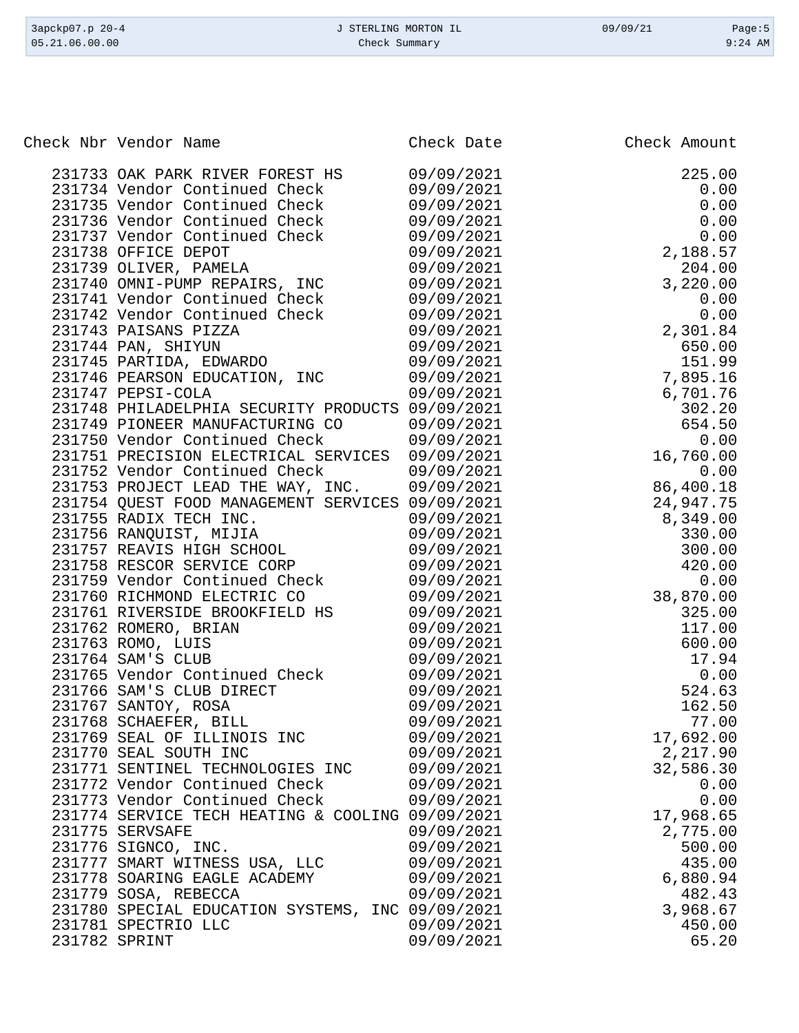| Check Nbr | Vendor Name | Check Date | Check Amount |
|---|---|---|---|
| 231733 | OAK PARK RIVER FOREST HS | 09/09/2021 | 225.00 |
| 231734 | Vendor Continued Check | 09/09/2021 | 0.00 |
| 231735 | Vendor Continued Check | 09/09/2021 | 0.00 |
| 231736 | Vendor Continued Check | 09/09/2021 | 0.00 |
| 231737 | Vendor Continued Check | 09/09/2021 | 0.00 |
| 231738 | OFFICE DEPOT | 09/09/2021 | 2,188.57 |
| 231739 | OLIVER, PAMELA | 09/09/2021 | 204.00 |
| 231740 | OMNI-PUMP REPAIRS, INC | 09/09/2021 | 3,220.00 |
| 231741 | Vendor Continued Check | 09/09/2021 | 0.00 |
| 231742 | Vendor Continued Check | 09/09/2021 | 0.00 |
| 231743 | PAISANS PIZZA | 09/09/2021 | 2,301.84 |
| 231744 | PAN, SHIYUN | 09/09/2021 | 650.00 |
| 231745 | PARTIDA, EDWARDO | 09/09/2021 | 151.99 |
| 231746 | PEARSON EDUCATION, INC | 09/09/2021 | 7,895.16 |
| 231747 | PEPSI-COLA | 09/09/2021 | 6,701.76 |
| 231748 | PHILADELPHIA SECURITY PRODUCTS | 09/09/2021 | 302.20 |
| 231749 | PIONEER MANUFACTURING CO | 09/09/2021 | 654.50 |
| 231750 | Vendor Continued Check | 09/09/2021 | 0.00 |
| 231751 | PRECISION ELECTRICAL SERVICES | 09/09/2021 | 16,760.00 |
| 231752 | Vendor Continued Check | 09/09/2021 | 0.00 |
| 231753 | PROJECT LEAD THE WAY, INC. | 09/09/2021 | 86,400.18 |
| 231754 | QUEST FOOD MANAGEMENT SERVICES | 09/09/2021 | 24,947.75 |
| 231755 | RADIX TECH INC. | 09/09/2021 | 8,349.00 |
| 231756 | RANQUIST, MIJIA | 09/09/2021 | 330.00 |
| 231757 | REAVIS HIGH SCHOOL | 09/09/2021 | 300.00 |
| 231758 | RESCOR SERVICE CORP | 09/09/2021 | 420.00 |
| 231759 | Vendor Continued Check | 09/09/2021 | 0.00 |
| 231760 | RICHMOND ELECTRIC CO | 09/09/2021 | 38,870.00 |
| 231761 | RIVERSIDE BROOKFIELD HS | 09/09/2021 | 325.00 |
| 231762 | ROMERO, BRIAN | 09/09/2021 | 117.00 |
| 231763 | ROMO, LUIS | 09/09/2021 | 600.00 |
| 231764 | SAM'S CLUB | 09/09/2021 | 17.94 |
| 231765 | Vendor Continued Check | 09/09/2021 | 0.00 |
| 231766 | SAM'S CLUB DIRECT | 09/09/2021 | 524.63 |
| 231767 | SANTOY, ROSA | 09/09/2021 | 162.50 |
| 231768 | SCHAEFER, BILL | 09/09/2021 | 77.00 |
| 231769 | SEAL OF ILLINOIS INC | 09/09/2021 | 17,692.00 |
| 231770 | SEAL SOUTH INC | 09/09/2021 | 2,217.90 |
| 231771 | SENTINEL TECHNOLOGIES INC | 09/09/2021 | 32,586.30 |
| 231772 | Vendor Continued Check | 09/09/2021 | 0.00 |
| 231773 | Vendor Continued Check | 09/09/2021 | 0.00 |
| 231774 | SERVICE TECH HEATING & COOLING | 09/09/2021 | 17,968.65 |
| 231775 | SERVSAFE | 09/09/2021 | 2,775.00 |
| 231776 | SIGNCO, INC. | 09/09/2021 | 500.00 |
| 231777 | SMART WITNESS USA, LLC | 09/09/2021 | 435.00 |
| 231778 | SOARING EAGLE ACADEMY | 09/09/2021 | 6,880.94 |
| 231779 | SOSA, REBECCA | 09/09/2021 | 482.43 |
| 231780 | SPECIAL EDUCATION SYSTEMS, INC | 09/09/2021 | 3,968.67 |
| 231781 | SPECTRIO LLC | 09/09/2021 | 450.00 |
| 231782 | SPRINT | 09/09/2021 | 65.20 |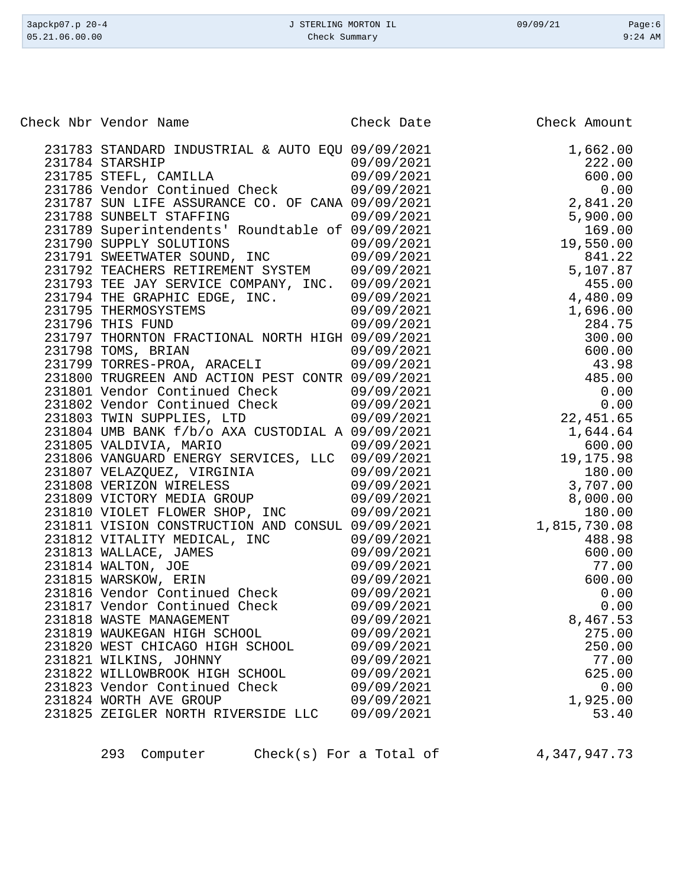| Check Nbr | Vendor Name | Check Date | Check Amount |
|---|---|---|---|
| 231783 | STANDARD INDUSTRIAL & AUTO EQU | 09/09/2021 | 1,662.00 |
| 231784 | STARSHIP | 09/09/2021 | 222.00 |
| 231785 | STEFL, CAMILLA | 09/09/2021 | 600.00 |
| 231786 | Vendor Continued Check | 09/09/2021 | 0.00 |
| 231787 | SUN LIFE ASSURANCE CO. OF CANA | 09/09/2021 | 2,841.20 |
| 231788 | SUNBELT STAFFING | 09/09/2021 | 5,900.00 |
| 231789 | Superintendents' Roundtable of | 09/09/2021 | 169.00 |
| 231790 | SUPPLY SOLUTIONS | 09/09/2021 | 19,550.00 |
| 231791 | SWEETWATER SOUND, INC | 09/09/2021 | 841.22 |
| 231792 | TEACHERS RETIREMENT SYSTEM | 09/09/2021 | 5,107.87 |
| 231793 | TEE JAY SERVICE COMPANY, INC. | 09/09/2021 | 455.00 |
| 231794 | THE GRAPHIC EDGE, INC. | 09/09/2021 | 4,480.09 |
| 231795 | THERMOSYSTEMS | 09/09/2021 | 1,696.00 |
| 231796 | THIS FUND | 09/09/2021 | 284.75 |
| 231797 | THORNTON FRACTIONAL NORTH HIGH | 09/09/2021 | 300.00 |
| 231798 | TOMS, BRIAN | 09/09/2021 | 600.00 |
| 231799 | TORRES-PROA, ARACELI | 09/09/2021 | 43.98 |
| 231800 | TRUGREEN AND ACTION PEST CONTR | 09/09/2021 | 485.00 |
| 231801 | Vendor Continued Check | 09/09/2021 | 0.00 |
| 231802 | Vendor Continued Check | 09/09/2021 | 0.00 |
| 231803 | TWIN SUPPLIES, LTD | 09/09/2021 | 22,451.65 |
| 231804 | UMB BANK f/b/o AXA CUSTODIAL A | 09/09/2021 | 1,644.64 |
| 231805 | VALDIVIA, MARIO | 09/09/2021 | 600.00 |
| 231806 | VANGUARD ENERGY SERVICES, LLC | 09/09/2021 | 19,175.98 |
| 231807 | VELAZQUEZ, VIRGINIA | 09/09/2021 | 180.00 |
| 231808 | VERIZON WIRELESS | 09/09/2021 | 3,707.00 |
| 231809 | VICTORY MEDIA GROUP | 09/09/2021 | 8,000.00 |
| 231810 | VIOLET FLOWER SHOP, INC | 09/09/2021 | 180.00 |
| 231811 | VISION CONSTRUCTION AND CONSUL | 09/09/2021 | 1,815,730.08 |
| 231812 | VITALITY MEDICAL, INC | 09/09/2021 | 488.98 |
| 231813 | WALLACE, JAMES | 09/09/2021 | 600.00 |
| 231814 | WALTON, JOE | 09/09/2021 | 77.00 |
| 231815 | WARSKOW, ERIN | 09/09/2021 | 600.00 |
| 231816 | Vendor Continued Check | 09/09/2021 | 0.00 |
| 231817 | Vendor Continued Check | 09/09/2021 | 0.00 |
| 231818 | WASTE MANAGEMENT | 09/09/2021 | 8,467.53 |
| 231819 | WAUKEGAN HIGH SCHOOL | 09/09/2021 | 275.00 |
| 231820 | WEST CHICAGO HIGH SCHOOL | 09/09/2021 | 250.00 |
| 231821 | WILKINS, JOHNNY | 09/09/2021 | 77.00 |
| 231822 | WILLOWBROOK HIGH SCHOOL | 09/09/2021 | 625.00 |
| 231823 | Vendor Continued Check | 09/09/2021 | 0.00 |
| 231824 | WORTH AVE GROUP | 09/09/2021 | 1,925.00 |
| 231825 | ZEIGLER NORTH RIVERSIDE LLC | 09/09/2021 | 53.40 |

293 Computer Check(s) For a Total of 4,347,947.73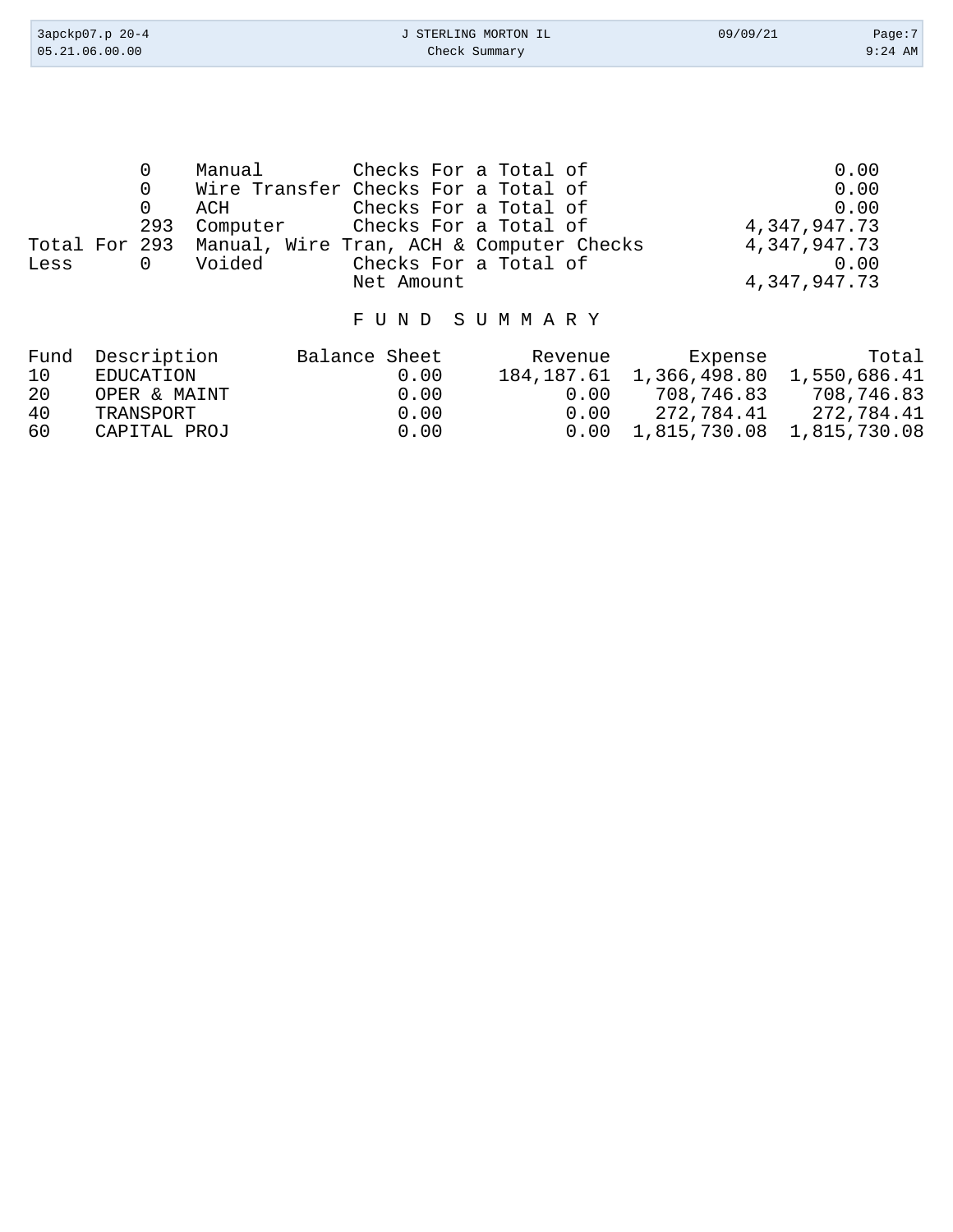| | | | |
|---|---|---|---|
| 0 | Manual | Checks For a Total of | 0.00 |
| 0 | Wire Transfer | Checks For a Total of | 0.00 |
| 0 | ACH | Checks For a Total of | 0.00 |
| 293 | Computer | Checks For a Total of | 4,347,947.73 |
| Total For 293 | Manual, Wire Tran, ACH & Computer Checks | | 4,347,947.73 |
| Less 0 | Voided | Checks For a Total of | 0.00 |
| | | Net Amount | 4,347,947.73 |

## F U N D S U M M A R Y

| Fund | Description | Balance Sheet | Revenue | Expense | Total |
|---|---|---|---|---|---|
| 10 | EDUCATION | 0.00 | 184,187.61 | 1,366,498.80 | 1,550,686.41 |
| 20 | OPER & MAINT | 0.00 | 0.00 | 708,746.83 | 708,746.83 |
| 40 | TRANSPORT | 0.00 | 0.00 | 272,784.41 | 272,784.41 |
| 60 | CAPITAL PROJ | 0.00 | 0.00 | 1,815,730.08 | 1,815,730.08 |